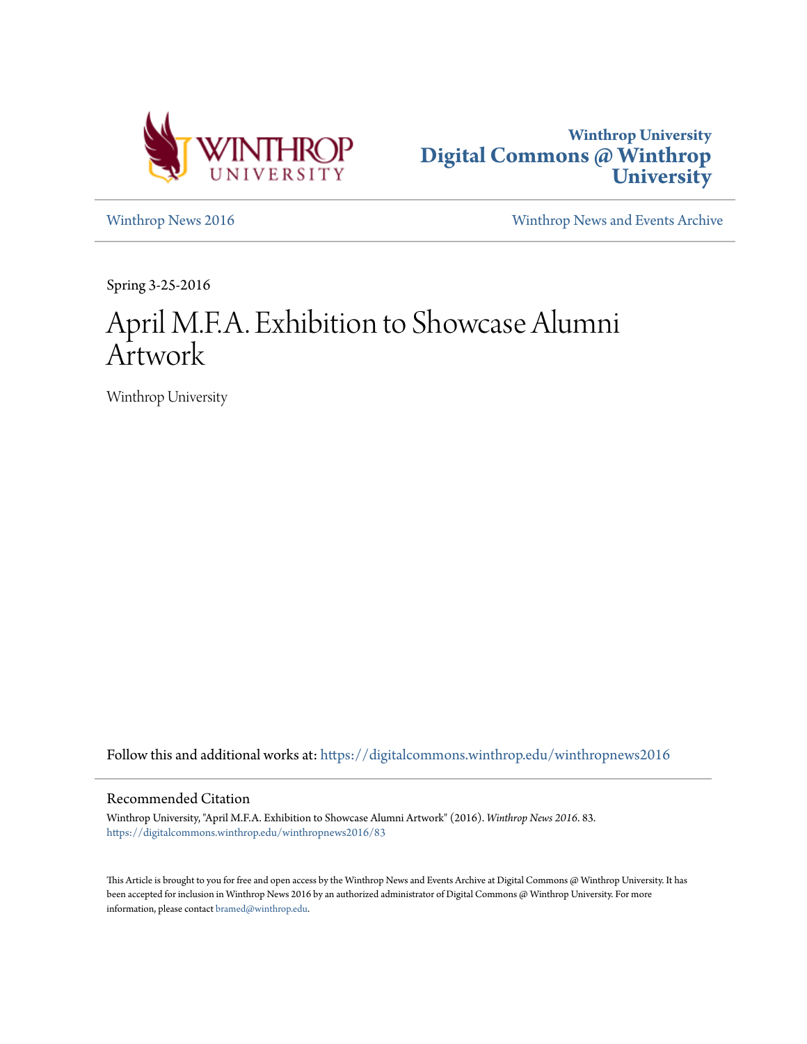Winthrop University
**Digital Commons @ Winthrop University**

Winthrop News 2016

Winthrop News and Events Archive

Spring 3-25-2016

# April M.F.A. Exhibition to Showcase Alumni Artwork

Winthrop University

Follow this and additional works at: https://digitalcommons.winthrop.edu/winthropnews2016

## Recommended Citation

Winthrop University, "April M.F.A. Exhibition to Showcase Alumni Artwork" (2016). *Winthrop News 2016*. 83. https://digitalcommons.winthrop.edu/winthropnews2016/83

This Article is brought to you for free and open access by the Winthrop News and Events Archive at Digital Commons @ Winthrop University. It has been accepted for inclusion in Winthrop News 2016 by an authorized administrator of Digital Commons @ Winthrop University. For more information, please contact bramed@winthrop.edu.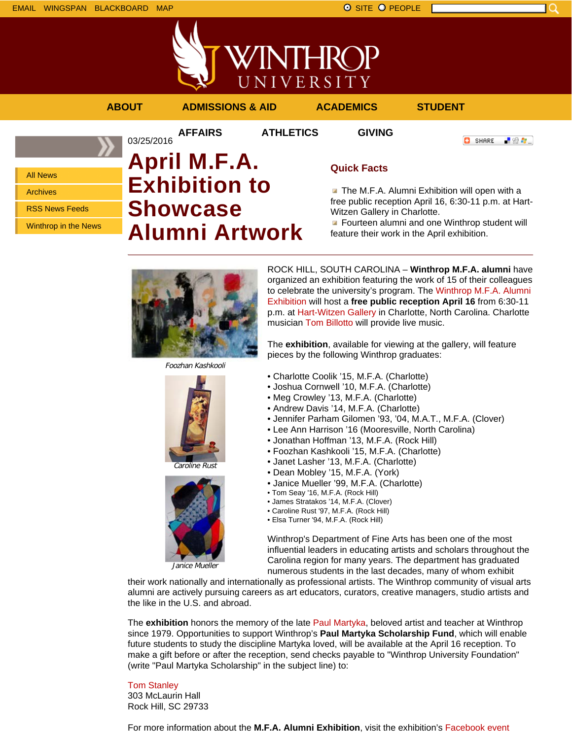EMAIL WINGSPAN BLACKBOARD MAP

SITE PEOPLE

ABOUT ADMISSIONS & AID ACADEMICS STUDENT AFFAIRS ATHLETICS GIVING

- All News
- Archives
- RSS News Feeds
- Winthrop in the News

03/25/2016

# April M.F.A. Exhibition to Showcase Alumni Artwork

## Quick Facts

- The M.F.A. Alumni Exhibition will open with a free public reception April 16, 6:30-11 p.m. at Hart-Witzen Gallery in Charlotte.
- Fourteen alumni and one Winthrop student will feature their work in the April exhibition.

---

*Foozhan Kashkooli*

*Caroline Rust*

*Janice Mueller*

ROCK HILL, SOUTH CAROLINA – **Winthrop M.F.A. alumni** have organized an exhibition featuring the work of 15 of their colleagues to celebrate the university's program. The Winthrop M.F.A. Alumni Exhibition will host a **free public reception April 16** from 6:30-11 p.m. at Hart-Witzen Gallery in Charlotte, North Carolina. Charlotte musician Tom Billotto will provide live music.

The **exhibition**, available for viewing at the gallery, will feature pieces by the following Winthrop graduates:

- Charlotte Coolik '15, M.F.A. (Charlotte)
- Joshua Cornwell '10, M.F.A. (Charlotte)
- Meg Crowley '13, M.F.A. (Charlotte)
- Andrew Davis '14, M.F.A. (Charlotte)
- Jennifer Parham Gilomen '93, '04, M.A.T., M.F.A. (Clover)
- Lee Ann Harrison '16 (Mooresville, North Carolina)
- Jonathan Hoffman '13, M.F.A. (Rock Hill)
- Foozhan Kashkooli '15, M.F.A. (Charlotte)
- Janet Lasher '13, M.F.A. (Charlotte)
- Dean Mobley '15, M.F.A. (York)
- Janice Mueller '99, M.F.A. (Charlotte)
- Tom Seay '16, M.F.A. (Rock Hill)
- James Stratakos '14, M.F.A. (Clover)
- Caroline Rust '97, M.F.A. (Rock Hill)
- Elsa Turner '94, M.F.A. (Rock Hill)

Winthrop's Department of Fine Arts has been one of the most influential leaders in educating artists and scholars throughout the Carolina region for many years. The department has graduated numerous students in the last decades, many of whom exhibit their work nationally and internationally as professional artists. The Winthrop community of visual arts alumni are actively pursuing careers as art educators, curators, creative managers, studio artists and the like in the U.S. and abroad.

The **exhibition** honors the memory of the late Paul Martyka, beloved artist and teacher at Winthrop since 1979. Opportunities to support Winthrop's **Paul Martyka Scholarship Fund**, which will enable future students to study the discipline Martyka loved, will be available at the April 16 reception. To make a gift before or after the reception, send checks payable to "Winthrop University Foundation" (write "Paul Martyka Scholarship" in the subject line) to:

Tom Stanley  
303 McLaurin Hall  
Rock Hill, SC 29733

For more information about the **M.F.A. Alumni Exhibition**, visit the exhibition's Facebook event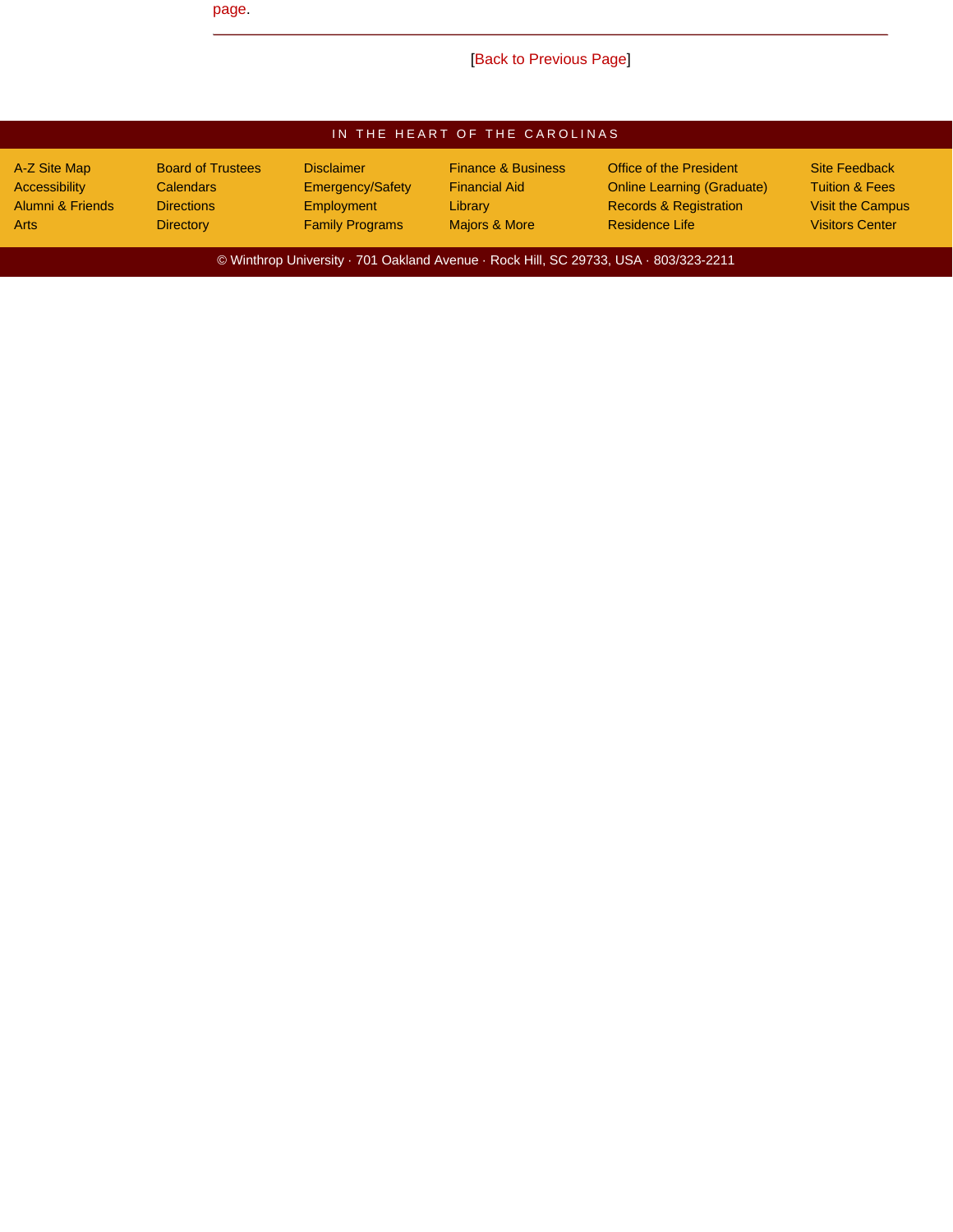page.

---

[Back to Previous Page]

IN THE HEART OF THE CAROLINAS

A-Z Site Map
Accessibility
Alumni & Friends
Arts
Board of Trustees
Calendars
Directions
Directory
Disclaimer
Emergency/Safety
Employment
Family Programs
Finance & Business
Financial Aid
Library
Majors & More
Office of the President
Online Learning (Graduate)
Records & Registration
Residence Life
Site Feedback
Tuition & Fees
Visit the Campus
Visitors Center

© Winthrop University · 701 Oakland Avenue · Rock Hill, SC 29733, USA · 803/323-2211